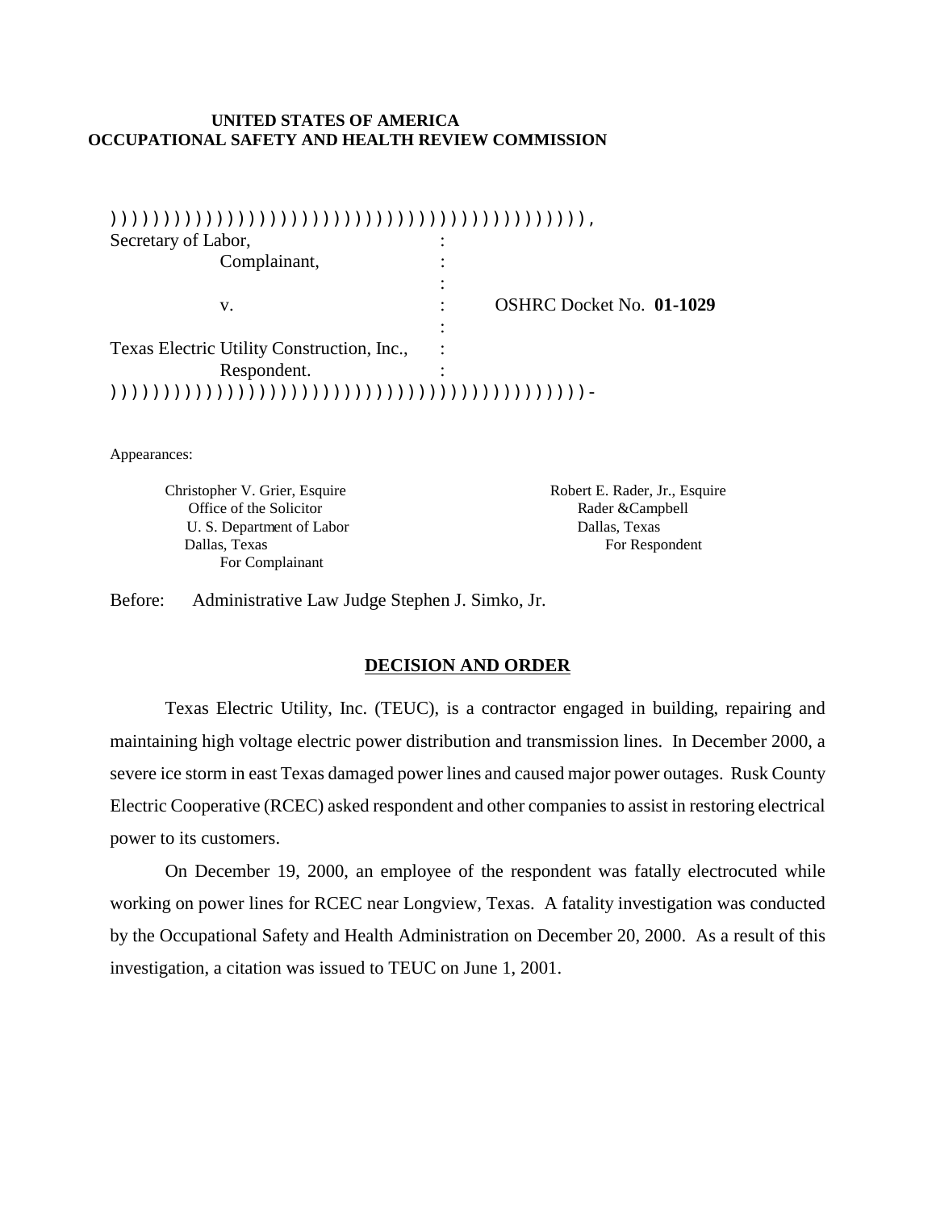**UNITED STATES OF AMERICA**
**OCCUPATIONAL SAFETY AND HEALTH REVIEW COMMISSION**

| | | |
|---|---|---|
| Secretary of Labor, | : | |
| Complainant, | : | |
| | : | |
| v. | : | OSHRC Docket No. **01-1029** |
| | : | |
| Texas Electric Utility Construction, Inc., | : | |
| Respondent. | : | |

Appearances:

Christopher V. Grier, Esquire
Office of the Solicitor
U. S. Department of Labor
Dallas, Texas
For Complainant

Robert E. Rader, Jr., Esquire
Rader &Campbell
Dallas, Texas
For Respondent

Before: Administrative Law Judge Stephen J. Simko, Jr.

## DECISION AND ORDER

Texas Electric Utility, Inc. (TEUC), is a contractor engaged in building, repairing and maintaining high voltage electric power distribution and transmission lines. In December 2000, a severe ice storm in east Texas damaged power lines and caused major power outages. Rusk County Electric Cooperative (RCEC) asked respondent and other companies to assist in restoring electrical power to its customers.

On December 19, 2000, an employee of the respondent was fatally electrocuted while working on power lines for RCEC near Longview, Texas. A fatality investigation was conducted by the Occupational Safety and Health Administration on December 20, 2000. As a result of this investigation, a citation was issued to TEUC on June 1, 2001.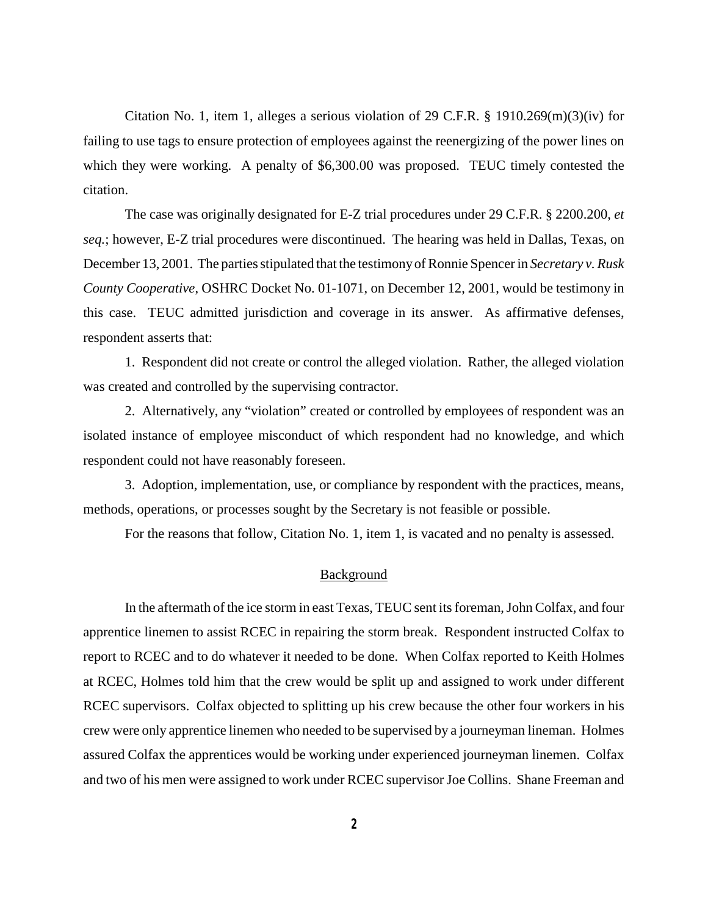Citation No. 1, item 1, alleges a serious violation of 29 C.F.R. § 1910.269(m)(3)(iv) for failing to use tags to ensure protection of employees against the reenergizing of the power lines on which they were working. A penalty of $6,300.00 was proposed. TEUC timely contested the citation.

The case was originally designated for E-Z trial procedures under 29 C.F.R. § 2200.200, *et seq.*; however, E-Z trial procedures were discontinued. The hearing was held in Dallas, Texas, on December 13, 2001. The parties stipulated that the testimony of Ronnie Spencer in *Secretary v. Rusk County Cooperative*, OSHRC Docket No. 01-1071, on December 12, 2001, would be testimony in this case. TEUC admitted jurisdiction and coverage in its answer. As affirmative defenses, respondent asserts that:

1. Respondent did not create or control the alleged violation. Rather, the alleged violation was created and controlled by the supervising contractor.

2. Alternatively, any "violation" created or controlled by employees of respondent was an isolated instance of employee misconduct of which respondent had no knowledge, and which respondent could not have reasonably foreseen.

3. Adoption, implementation, use, or compliance by respondent with the practices, means, methods, operations, or processes sought by the Secretary is not feasible or possible.

For the reasons that follow, Citation No. 1, item 1, is vacated and no penalty is assessed.

## Background

In the aftermath of the ice storm in east Texas, TEUC sent its foreman, John Colfax, and four apprentice linemen to assist RCEC in repairing the storm break. Respondent instructed Colfax to report to RCEC and to do whatever it needed to be done. When Colfax reported to Keith Holmes at RCEC, Holmes told him that the crew would be split up and assigned to work under different RCEC supervisors. Colfax objected to splitting up his crew because the other four workers in his crew were only apprentice linemen who needed to be supervised by a journeyman lineman. Holmes assured Colfax the apprentices would be working under experienced journeyman linemen. Colfax and two of his men were assigned to work under RCEC supervisor Joe Collins. Shane Freeman and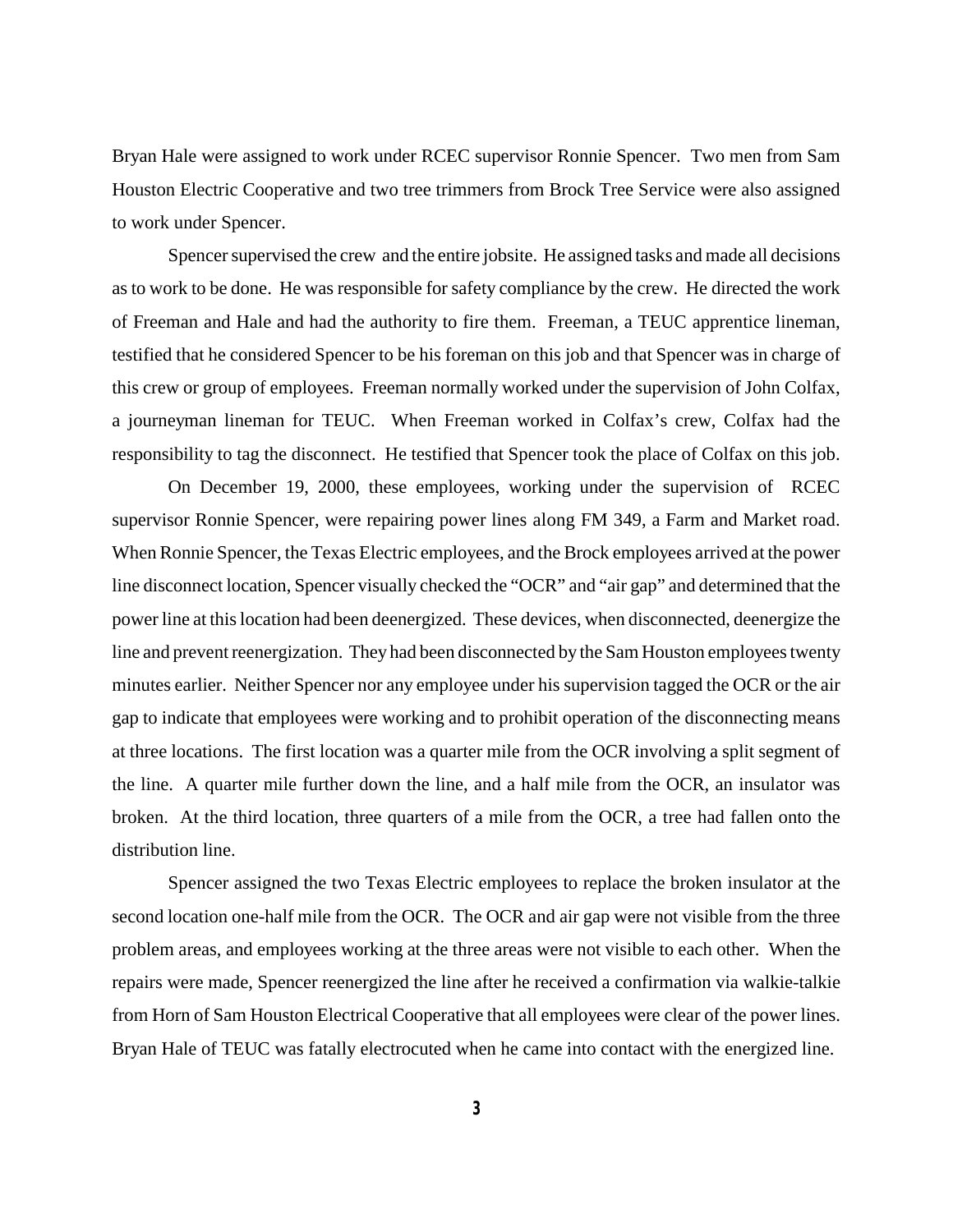Bryan Hale were assigned to work under RCEC supervisor Ronnie Spencer. Two men from Sam Houston Electric Cooperative and two tree trimmers from Brock Tree Service were also assigned to work under Spencer.

Spencer supervised the crew and the entire jobsite. He assigned tasks and made all decisions as to work to be done. He was responsible for safety compliance by the crew. He directed the work of Freeman and Hale and had the authority to fire them. Freeman, a TEUC apprentice lineman, testified that he considered Spencer to be his foreman on this job and that Spencer was in charge of this crew or group of employees. Freeman normally worked under the supervision of John Colfax, a journeyman lineman for TEUC. When Freeman worked in Colfax's crew, Colfax had the responsibility to tag the disconnect. He testified that Spencer took the place of Colfax on this job.

On December 19, 2000, these employees, working under the supervision of RCEC supervisor Ronnie Spencer, were repairing power lines along FM 349, a Farm and Market road. When Ronnie Spencer, the Texas Electric employees, and the Brock employees arrived at the power line disconnect location, Spencer visually checked the "OCR" and "air gap" and determined that the power line at this location had been deenergized. These devices, when disconnected, deenergize the line and prevent reenergization. They had been disconnected by the Sam Houston employees twenty minutes earlier. Neither Spencer nor any employee under his supervision tagged the OCR or the air gap to indicate that employees were working and to prohibit operation of the disconnecting means at three locations. The first location was a quarter mile from the OCR involving a split segment of the line. A quarter mile further down the line, and a half mile from the OCR, an insulator was broken. At the third location, three quarters of a mile from the OCR, a tree had fallen onto the distribution line.

Spencer assigned the two Texas Electric employees to replace the broken insulator at the second location one-half mile from the OCR. The OCR and air gap were not visible from the three problem areas, and employees working at the three areas were not visible to each other. When the repairs were made, Spencer reenergized the line after he received a confirmation via walkie-talkie from Horn of Sam Houston Electrical Cooperative that all employees were clear of the power lines. Bryan Hale of TEUC was fatally electrocuted when he came into contact with the energized line.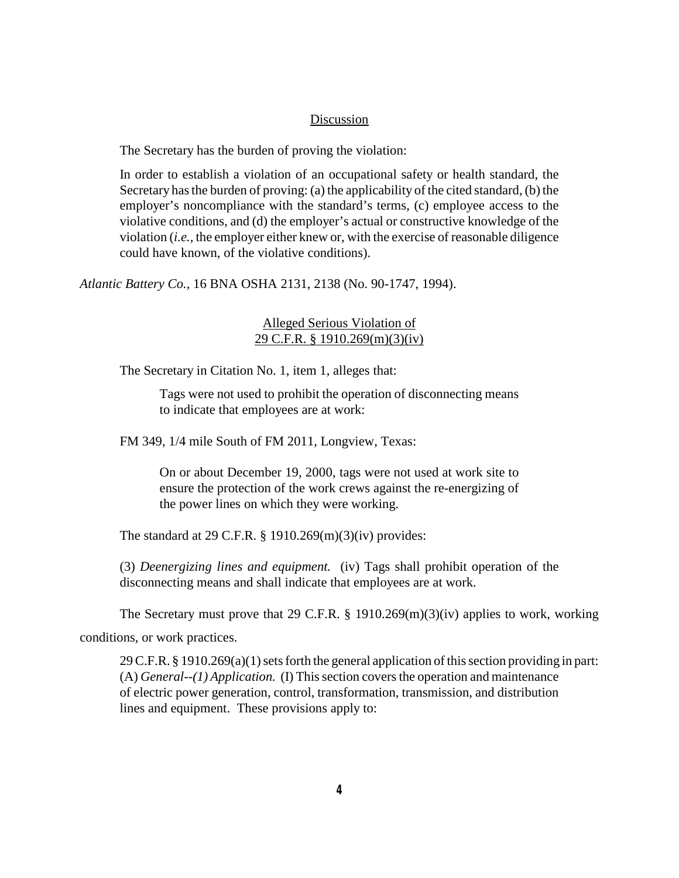<u>Discussion</u>

The Secretary has the burden of proving the violation:

> In order to establish a violation of an occupational safety or health standard, the Secretary has the burden of proving: (a) the applicability of the cited standard, (b) the employer's noncompliance with the standard's terms, (c) employee access to the violative conditions, and (d) the employer's actual or constructive knowledge of the violation (*i.e.,* the employer either knew or, with the exercise of reasonable diligence could have known, of the violative conditions).

*Atlantic Battery Co.,* 16 BNA OSHA 2131, 2138 (No. 90-1747, 1994).

<u>Alleged Serious Violation of</u>
<u>29 C.F.R. § 1910.269(m)(3)(iv)</u>

The Secretary in Citation No. 1, item 1, alleges that:

> Tags were not used to prohibit the operation of disconnecting means to indicate that employees are at work:

FM 349, 1/4 mile South of FM 2011, Longview, Texas:

> On or about December 19, 2000, tags were not used at work site to ensure the protection of the work crews against the re-energizing of the power lines on which they were working.

The standard at 29 C.F.R. § 1910.269(m)(3)(iv) provides:

> (3) *Deenergizing lines and equipment.* (iv) Tags shall prohibit operation of the disconnecting means and shall indicate that employees are at work.

The Secretary must prove that 29 C.F.R. § 1910.269(m)(3)(iv) applies to work, working conditions, or work practices.

> 29 C.F.R. § 1910.269(a)(1) sets forth the general application of this section providing in part: (A) *General--(1) Application.* (I) This section covers the operation and maintenance of electric power generation, control, transformation, transmission, and distribution lines and equipment. These provisions apply to: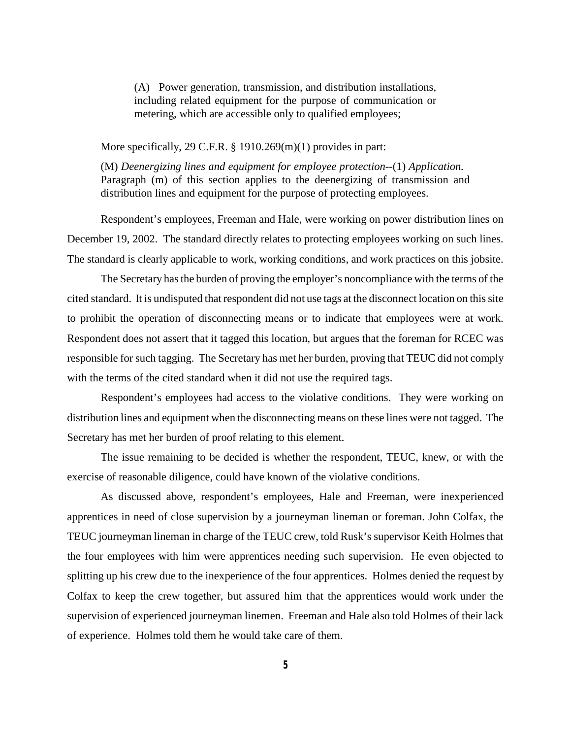> (A) Power generation, transmission, and distribution installations, including related equipment for the purpose of communication or metering, which are accessible only to qualified employees;

More specifically, 29 C.F.R. § 1910.269(m)(1) provides in part:

> (M) *Deenergizing lines and equipment for employee protection*--(1) *Application.* Paragraph (m) of this section applies to the deenergizing of transmission and distribution lines and equipment for the purpose of protecting employees.

Respondent's employees, Freeman and Hale, were working on power distribution lines on December 19, 2002. The standard directly relates to protecting employees working on such lines. The standard is clearly applicable to work, working conditions, and work practices on this jobsite.

The Secretary has the burden of proving the employer's noncompliance with the terms of the cited standard. It is undisputed that respondent did not use tags at the disconnect location on this site to prohibit the operation of disconnecting means or to indicate that employees were at work. Respondent does not assert that it tagged this location, but argues that the foreman for RCEC was responsible for such tagging. The Secretary has met her burden, proving that TEUC did not comply with the terms of the cited standard when it did not use the required tags.

Respondent's employees had access to the violative conditions. They were working on distribution lines and equipment when the disconnecting means on these lines were not tagged. The Secretary has met her burden of proof relating to this element.

The issue remaining to be decided is whether the respondent, TEUC, knew, or with the exercise of reasonable diligence, could have known of the violative conditions.

As discussed above, respondent's employees, Hale and Freeman, were inexperienced apprentices in need of close supervision by a journeyman lineman or foreman. John Colfax, the TEUC journeyman lineman in charge of the TEUC crew, told Rusk's supervisor Keith Holmes that the four employees with him were apprentices needing such supervision. He even objected to splitting up his crew due to the inexperience of the four apprentices. Holmes denied the request by Colfax to keep the crew together, but assured him that the apprentices would work under the supervision of experienced journeyman linemen. Freeman and Hale also told Holmes of their lack of experience. Holmes told them he would take care of them.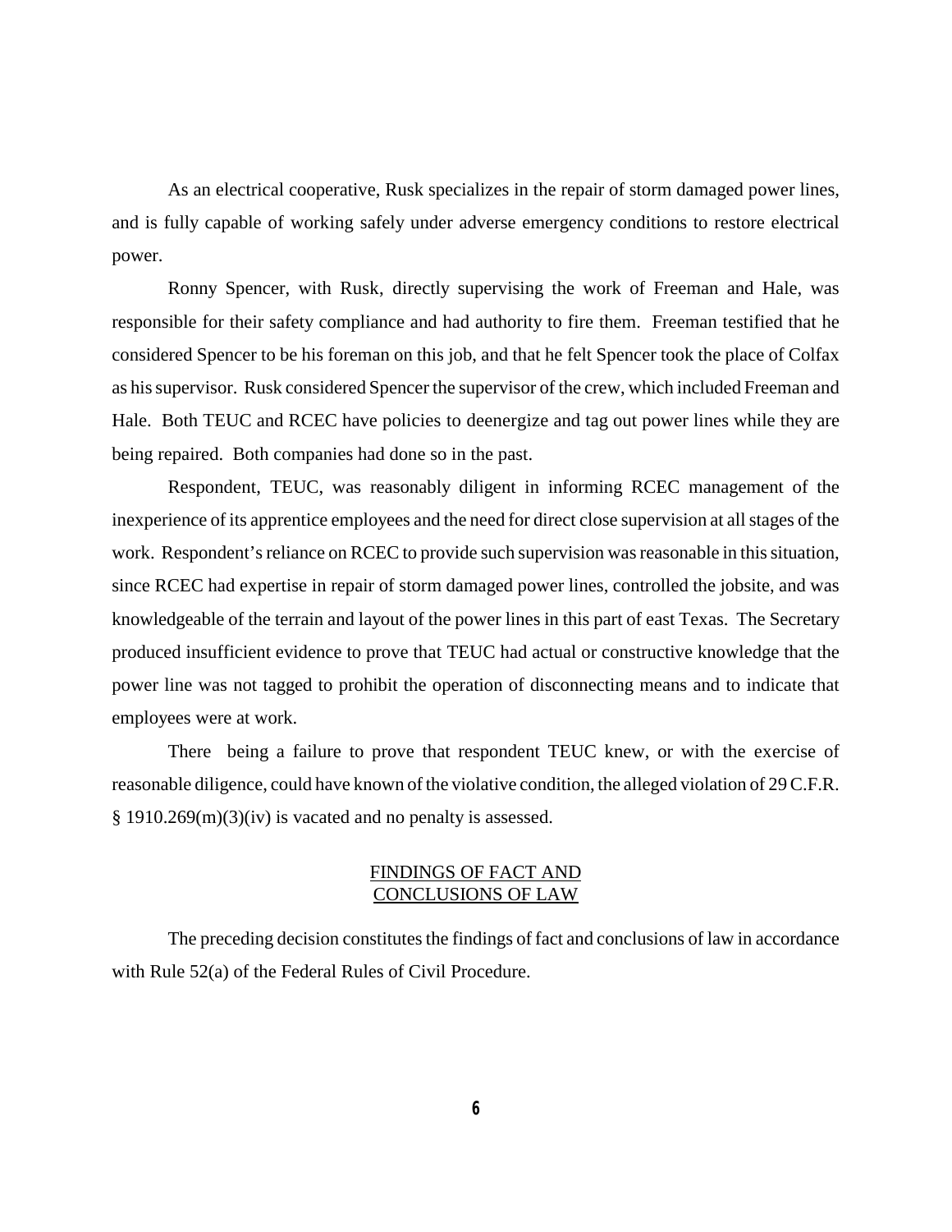As an electrical cooperative, Rusk specializes in the repair of storm damaged power lines, and is fully capable of working safely under adverse emergency conditions to restore electrical power.

Ronny Spencer, with Rusk, directly supervising the work of Freeman and Hale, was responsible for their safety compliance and had authority to fire them. Freeman testified that he considered Spencer to be his foreman on this job, and that he felt Spencer took the place of Colfax as his supervisor. Rusk considered Spencer the supervisor of the crew, which included Freeman and Hale. Both TEUC and RCEC have policies to deenergize and tag out power lines while they are being repaired. Both companies had done so in the past.

Respondent, TEUC, was reasonably diligent in informing RCEC management of the inexperience of its apprentice employees and the need for direct close supervision at all stages of the work. Respondent's reliance on RCEC to provide such supervision was reasonable in this situation, since RCEC had expertise in repair of storm damaged power lines, controlled the jobsite, and was knowledgeable of the terrain and layout of the power lines in this part of east Texas. The Secretary produced insufficient evidence to prove that TEUC had actual or constructive knowledge that the power line was not tagged to prohibit the operation of disconnecting means and to indicate that employees were at work.

There being a failure to prove that respondent TEUC knew, or with the exercise of reasonable diligence, could have known of the violative condition, the alleged violation of 29 C.F.R. § 1910.269(m)(3)(iv) is vacated and no penalty is assessed.

## FINDINGS OF FACT AND CONCLUSIONS OF LAW

The preceding decision constitutes the findings of fact and conclusions of law in accordance with Rule 52(a) of the Federal Rules of Civil Procedure.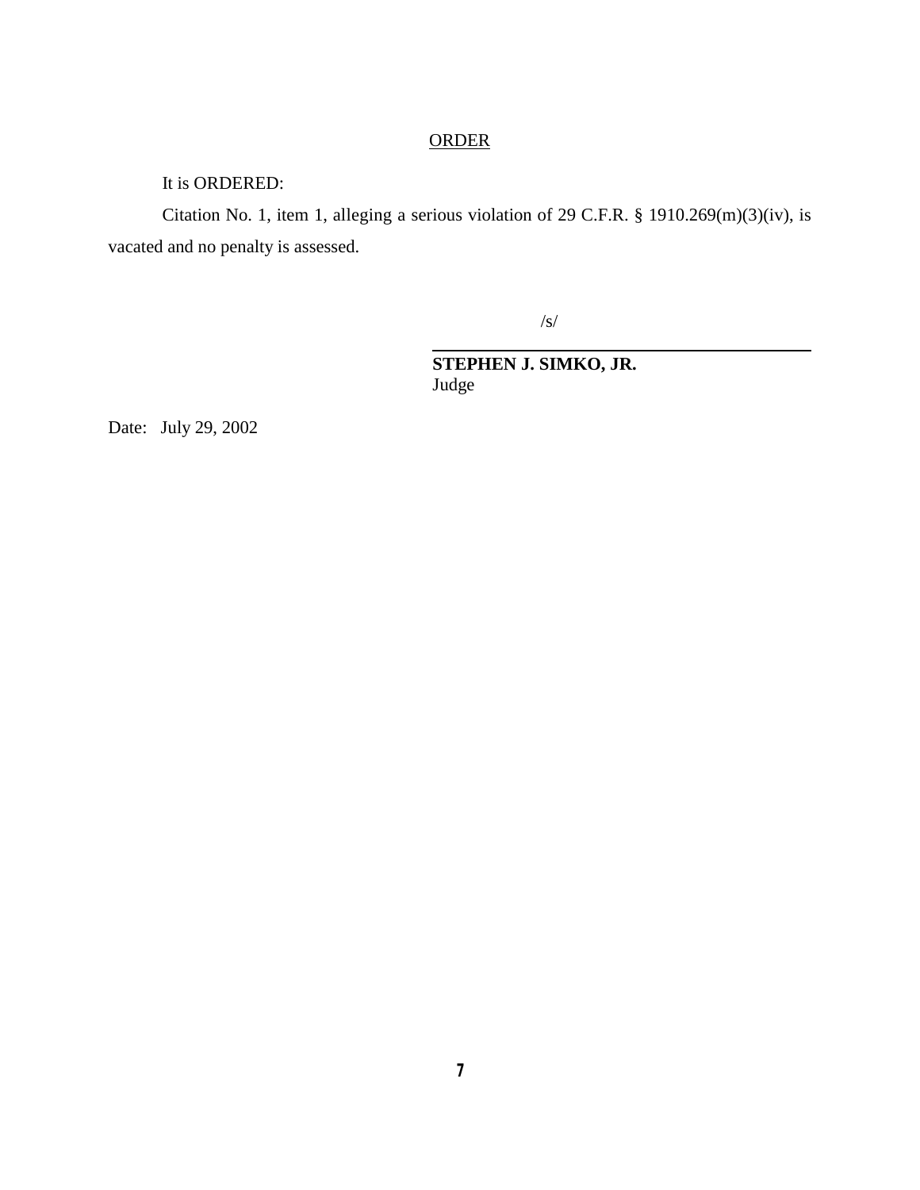## ORDER

It is ORDERED:

Citation No. 1, item 1, alleging a serious violation of 29 C.F.R. § 1910.269(m)(3)(iv), is vacated and no penalty is assessed.

/s/

**STEPHEN J. SIMKO, JR.**
Judge

Date: July 29, 2002